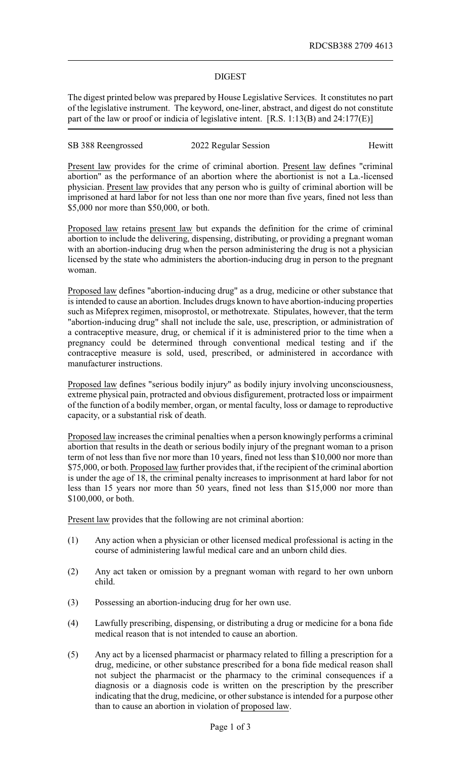RDCSB388 2709 4613

## DIGEST

The digest printed below was prepared by House Legislative Services. It constitutes no part of the legislative instrument. The keyword, one-liner, abstract, and digest do not constitute part of the law or proof or indicia of legislative intent. [R.S. 1:13(B) and 24:177(E)]

SB 388 Reengrossed | 2022 Regular Session | Hewitt

Present law provides for the crime of criminal abortion. Present law defines "criminal abortion" as the performance of an abortion where the abortionist is not a La.-licensed physician. Present law provides that any person who is guilty of criminal abortion will be imprisoned at hard labor for not less than one nor more than five years, fined not less than \$5,000 nor more than \$50,000, or both.

Proposed law retains present law but expands the definition for the crime of criminal abortion to include the delivering, dispensing, distributing, or providing a pregnant woman with an abortion-inducing drug when the person administering the drug is not a physician licensed by the state who administers the abortion-inducing drug in person to the pregnant woman.

Proposed law defines "abortion-inducing drug" as a drug, medicine or other substance that is intended to cause an abortion. Includes drugs known to have abortion-inducing properties such as Mifeprex regimen, misoprostol, or methotrexate. Stipulates, however, that the term "abortion-inducing drug" shall not include the sale, use, prescription, or administration of a contraceptive measure, drug, or chemical if it is administered prior to the time when a pregnancy could be determined through conventional medical testing and if the contraceptive measure is sold, used, prescribed, or administered in accordance with manufacturer instructions.

Proposed law defines "serious bodily injury" as bodily injury involving unconsciousness, extreme physical pain, protracted and obvious disfigurement, protracted loss or impairment of the function of a bodily member, organ, or mental faculty, loss or damage to reproductive capacity, or a substantial risk of death.

Proposed law increases the criminal penalties when a person knowingly performs a criminal abortion that results in the death or serious bodily injury of the pregnant woman to a prison term of not less than five nor more than 10 years, fined not less than \$10,000 nor more than \$75,000, or both. Proposed law further provides that, if the recipient of the criminal abortion is under the age of 18, the criminal penalty increases to imprisonment at hard labor for not less than 15 years nor more than 50 years, fined not less than \$15,000 nor more than \$100,000, or both.

Present law provides that the following are not criminal abortion:

(1) Any action when a physician or other licensed medical professional is acting in the course of administering lawful medical care and an unborn child dies.

(2) Any act taken or omission by a pregnant woman with regard to her own unborn child.

(3) Possessing an abortion-inducing drug for her own use.

(4) Lawfully prescribing, dispensing, or distributing a drug or medicine for a bona fide medical reason that is not intended to cause an abortion.

(5) Any act by a licensed pharmacist or pharmacy related to filling a prescription for a drug, medicine, or other substance prescribed for a bona fide medical reason shall not subject the pharmacist or the pharmacy to the criminal consequences if a diagnosis or a diagnosis code is written on the prescription by the prescriber indicating that the drug, medicine, or other substance is intended for a purpose other than to cause an abortion in violation of proposed law.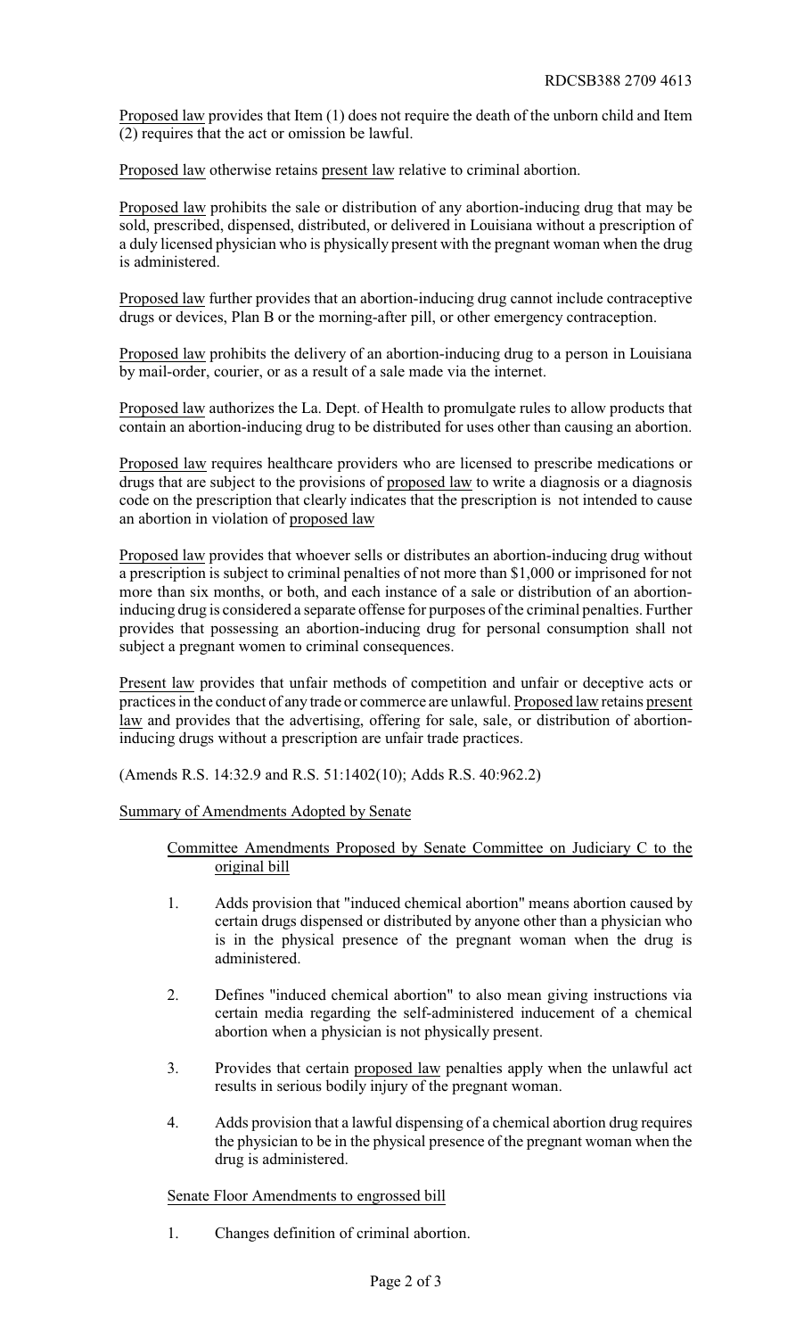Proposed law provides that Item (1) does not require the death of the unborn child and Item (2) requires that the act or omission be lawful.

Proposed law otherwise retains present law relative to criminal abortion.

Proposed law prohibits the sale or distribution of any abortion-inducing drug that may be sold, prescribed, dispensed, distributed, or delivered in Louisiana without a prescription of a duly licensed physician who is physically present with the pregnant woman when the drug is administered.

Proposed law further provides that an abortion-inducing drug cannot include contraceptive drugs or devices, Plan B or the morning-after pill, or other emergency contraception.

Proposed law prohibits the delivery of an abortion-inducing drug to a person in Louisiana by mail-order, courier, or as a result of a sale made via the internet.

Proposed law authorizes the La. Dept. of Health to promulgate rules to allow products that contain an abortion-inducing drug to be distributed for uses other than causing an abortion.

Proposed law requires healthcare providers who are licensed to prescribe medications or drugs that are subject to the provisions of proposed law to write a diagnosis or a diagnosis code on the prescription that clearly indicates that the prescription is not intended to cause an abortion in violation of proposed law

Proposed law provides that whoever sells or distributes an abortion-inducing drug without a prescription is subject to criminal penalties of not more than $1,000 or imprisoned for not more than six months, or both, and each instance of a sale or distribution of an abortion-inducing drug is considered a separate offense for purposes of the criminal penalties. Further provides that possessing an abortion-inducing drug for personal consumption shall not subject a pregnant women to criminal consequences.

Present law provides that unfair methods of competition and unfair or deceptive acts or practices in the conduct of any trade or commerce are unlawful. Proposed law retains present law and provides that the advertising, offering for sale, sale, or distribution of abortion-inducing drugs without a prescription are unfair trade practices.

(Amends R.S. 14:32.9 and R.S. 51:1402(10); Adds R.S. 40:962.2)

Summary of Amendments Adopted by Senate

Committee Amendments Proposed by Senate Committee on Judiciary C to the original bill

1. Adds provision that "induced chemical abortion" means abortion caused by certain drugs dispensed or distributed by anyone other than a physician who is in the physical presence of the pregnant woman when the drug is administered.

2. Defines "induced chemical abortion" to also mean giving instructions via certain media regarding the self-administered inducement of a chemical abortion when a physician is not physically present.

3. Provides that certain proposed law penalties apply when the unlawful act results in serious bodily injury of the pregnant woman.

4. Adds provision that a lawful dispensing of a chemical abortion drug requires the physician to be in the physical presence of the pregnant woman when the drug is administered.

Senate Floor Amendments to engrossed bill

1. Changes definition of criminal abortion.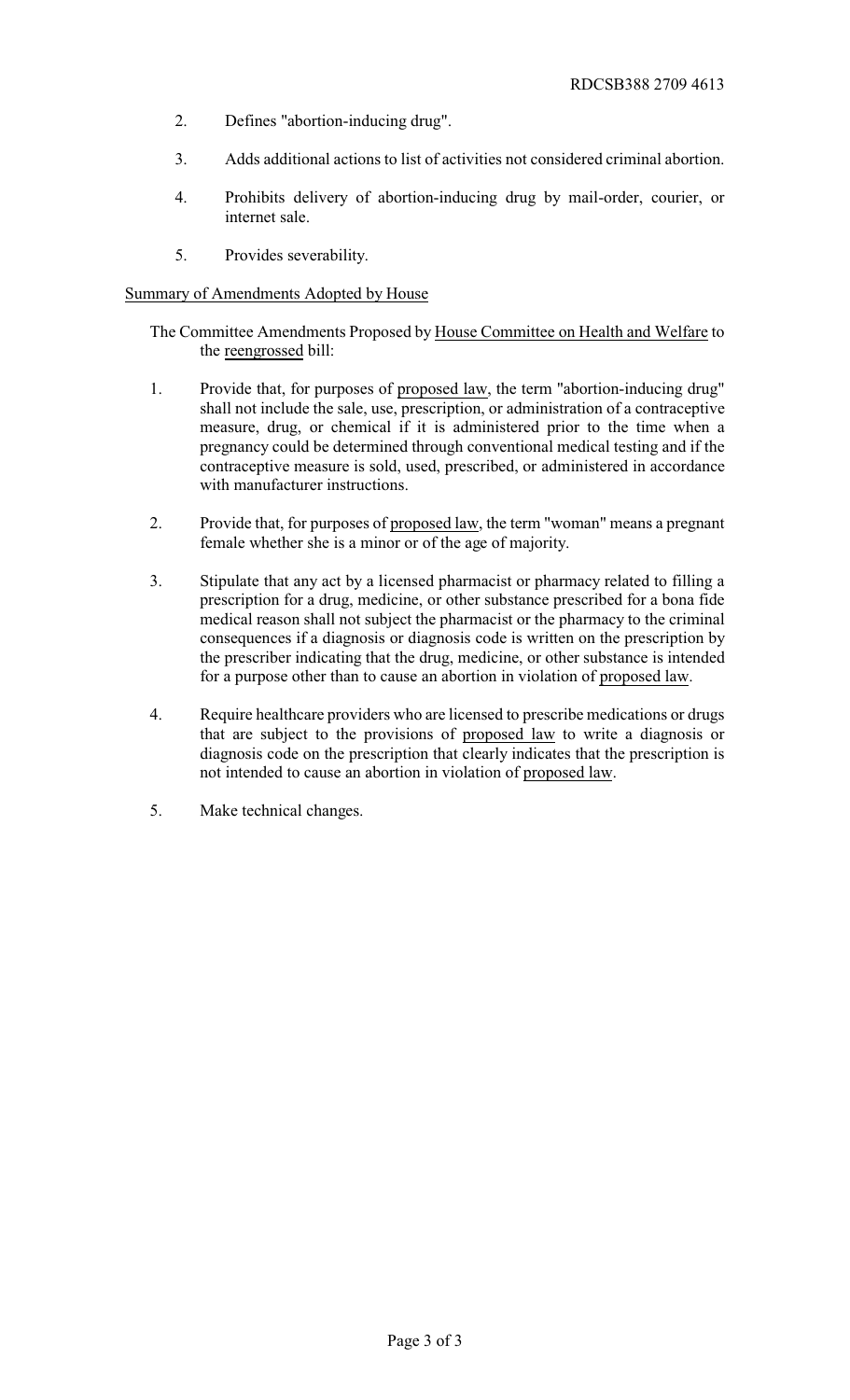RDCSB388 2709 4613

2. Defines "abortion-inducing drug".

3. Adds additional actions to list of activities not considered criminal abortion.

4. Prohibits delivery of abortion-inducing drug by mail-order, courier, or internet sale.

5. Provides severability.

Summary of Amendments Adopted by House

The Committee Amendments Proposed by House Committee on Health and Welfare to the reengrossed bill:

1. Provide that, for purposes of proposed law, the term "abortion-inducing drug" shall not include the sale, use, prescription, or administration of a contraceptive measure, drug, or chemical if it is administered prior to the time when a pregnancy could be determined through conventional medical testing and if the contraceptive measure is sold, used, prescribed, or administered in accordance with manufacturer instructions.

2. Provide that, for purposes of proposed law, the term "woman" means a pregnant female whether she is a minor or of the age of majority.

3. Stipulate that any act by a licensed pharmacist or pharmacy related to filling a prescription for a drug, medicine, or other substance prescribed for a bona fide medical reason shall not subject the pharmacist or the pharmacy to the criminal consequences if a diagnosis or diagnosis code is written on the prescription by the prescriber indicating that the drug, medicine, or other substance is intended for a purpose other than to cause an abortion in violation of proposed law.

4. Require healthcare providers who are licensed to prescribe medications or drugs that are subject to the provisions of proposed law to write a diagnosis or diagnosis code on the prescription that clearly indicates that the prescription is not intended to cause an abortion in violation of proposed law.

5. Make technical changes.